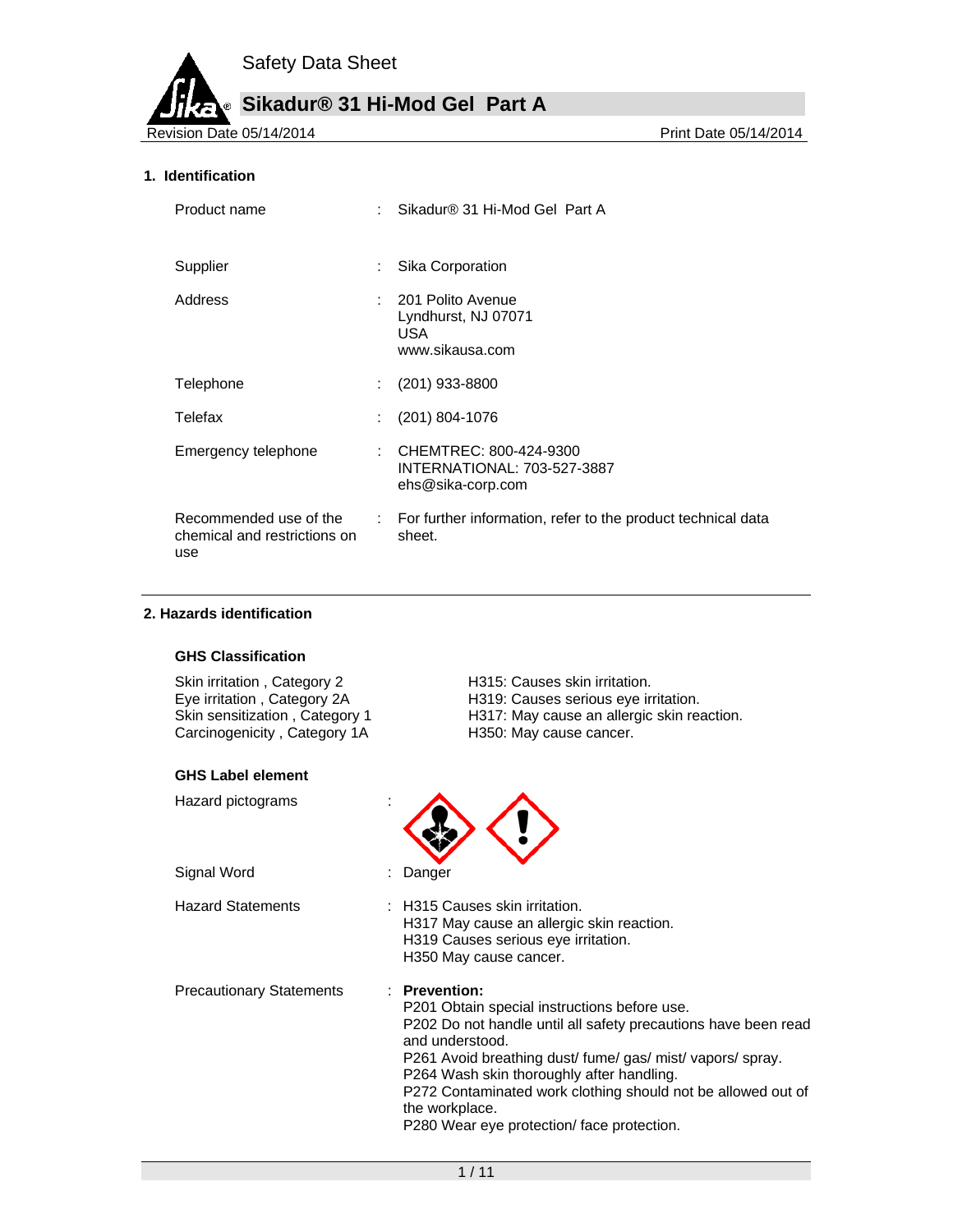Safety Data Sheet

# Sikadur® 31 Hi-Mod Gel Part A

Revision Date 05/14/2014 | Print Date 05/14/2014

## 1. Identification

| | |
|---|---|
| Product name | Sikadur® 31 Hi-Mod Gel Part A |
| Supplier | Sika Corporation |
| Address | 201 Polito Avenue<br>Lyndhurst, NJ 07071<br>USA<br>www.sikausa.com |
| Telephone | (201) 933-8800 |
| Telefax | (201) 804-1076 |
| Emergency telephone | CHEMTREC: 800-424-9300<br>INTERNATIONAL: 703-527-3887<br>ehs@sika-corp.com |
| Recommended use of the chemical and restrictions on use | For further information, refer to the product technical data sheet. |

## 2. Hazards identification

### GHS Classification

| | |
|---|---|
| Skin irritation , Category 2 | H315: Causes skin irritation. |
| Eye irritation , Category 2A | H319: Causes serious eye irritation. |
| Skin sensitization , Category 1 | H317: May cause an allergic skin reaction. |
| Carcinogenicity , Category 1A | H350: May cause cancer. |

### GHS Label element

Hazard pictograms :

Signal Word : Danger

Hazard Statements :
H315 Causes skin irritation.
H317 May cause an allergic skin reaction.
H319 Causes serious eye irritation.
H350 May cause cancer.

Precautionary Statements :

**Prevention:**
P201 Obtain special instructions before use.
P202 Do not handle until all safety precautions have been read and understood.
P261 Avoid breathing dust/ fume/ gas/ mist/ vapors/ spray.
P264 Wash skin thoroughly after handling.
P272 Contaminated work clothing should not be allowed out of the workplace.
P280 Wear eye protection/ face protection.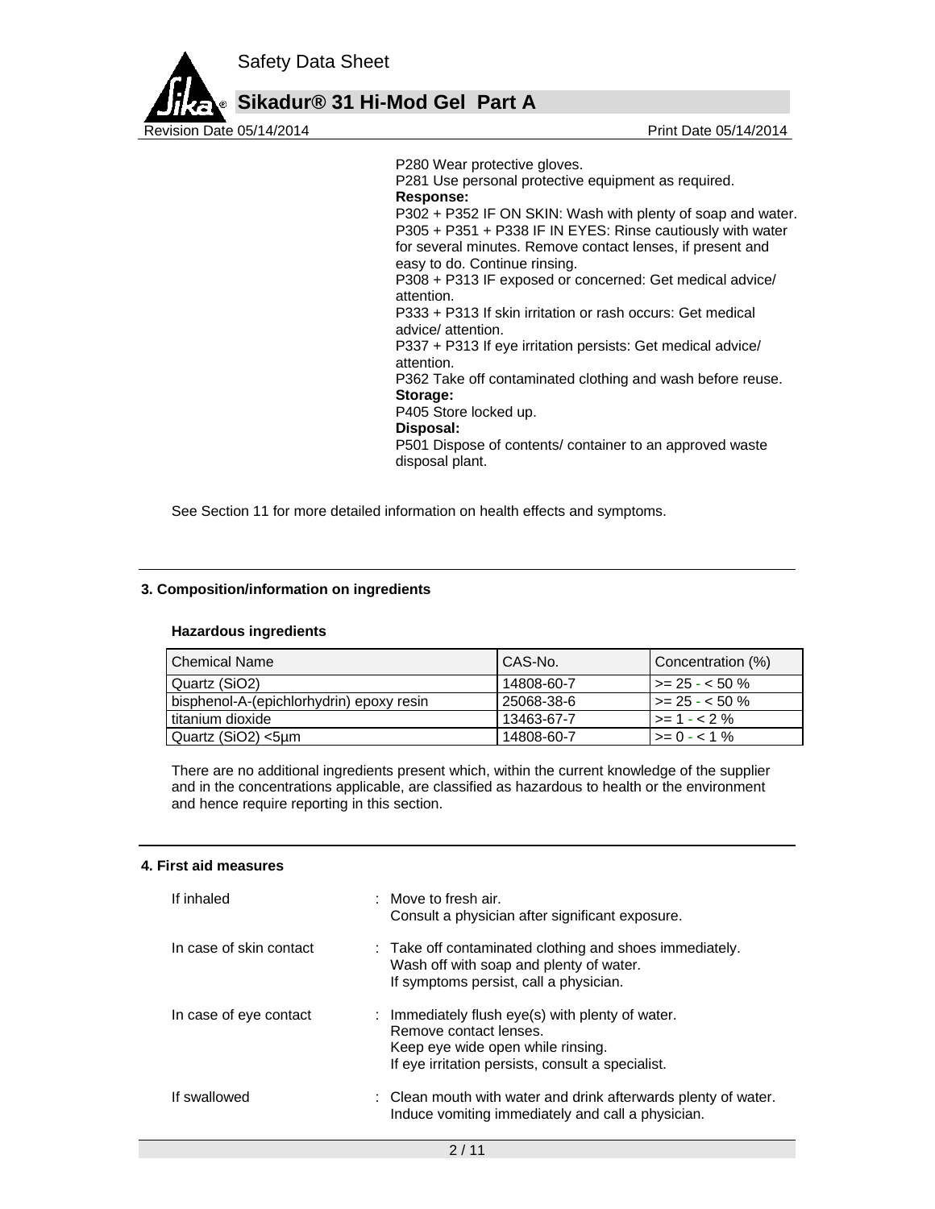P280 Wear protective gloves.
P281 Use personal protective equipment as required.

**Response:**

P302 + P352 IF ON SKIN: Wash with plenty of soap and water.
P305 + P351 + P338 IF IN EYES: Rinse cautiously with water for several minutes. Remove contact lenses, if present and easy to do. Continue rinsing.
P308 + P313 IF exposed or concerned: Get medical advice/ attention.
P333 + P313 If skin irritation or rash occurs: Get medical advice/ attention.
P337 + P313 If eye irritation persists: Get medical advice/ attention.
P362 Take off contaminated clothing and wash before reuse.

**Storage:**

P405 Store locked up.

**Disposal:**

P501 Dispose of contents/ container to an approved waste disposal plant.

See Section 11 for more detailed information on health effects and symptoms.

## 3. Composition/information on ingredients

**Hazardous ingredients**

| Chemical Name | CAS-No. | Concentration (%) |
|---|---|---|
| Quartz ($SiO_2$) | 14808-60-7 | >= 25 - < 50 % |
| bisphenol-A-(epichlorhydrin) epoxy resin | 25068-38-6 | >= 25 - < 50 % |
| titanium dioxide | 13463-67-7 | >= 1 - < 2 % |
| Quartz ($SiO_2$) <5µm | 14808-60-7 | >= 0 - < 1 % |

There are no additional ingredients present which, within the current knowledge of the supplier and in the concentrations applicable, are classified as hazardous to health or the environment and hence require reporting in this section.

## 4. First aid measures

| | |
|---|---|
| If inhaled | : Move to fresh air. Consult a physician after significant exposure. |
| In case of skin contact | : Take off contaminated clothing and shoes immediately. Wash off with soap and plenty of water. If symptoms persist, call a physician. |
| In case of eye contact | : Immediately flush eye(s) with plenty of water. Remove contact lenses. Keep eye wide open while rinsing. If eye irritation persists, consult a specialist. |
| If swallowed | : Clean mouth with water and drink afterwards plenty of water. Induce vomiting immediately and call a physician. |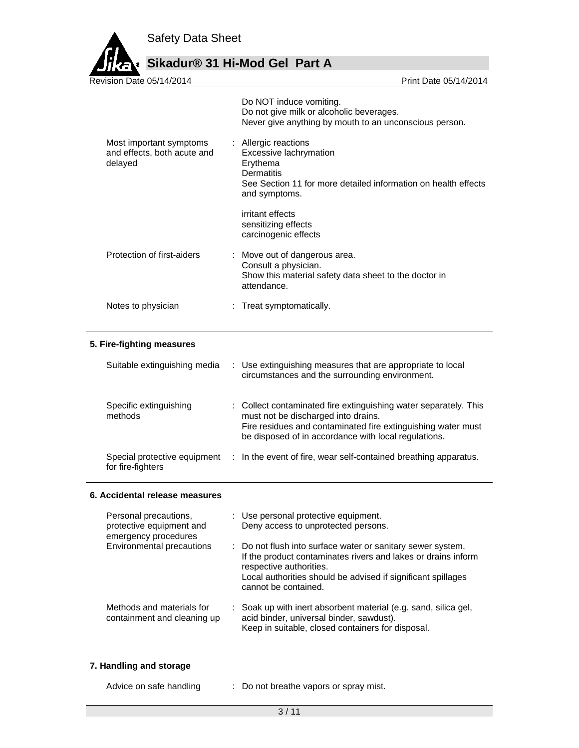| | |
|---|---|
| | Do NOT induce vomiting.<br>Do not give milk or alcoholic beverages.<br>Never give anything by mouth to an unconscious person. |
| Most important symptoms and effects, both acute and delayed | : Allergic reactions<br>Excessive lachrymation<br>Erythema<br>Dermatitis<br>See Section 11 for more detailed information on health effects and symptoms.<br><br>irritant effects<br>sensitizing effects<br>carcinogenic effects |
| Protection of first-aiders | : Move out of dangerous area.<br>Consult a physician.<br>Show this material safety data sheet to the doctor in attendance. |
| Notes to physician | : Treat symptomatically. |

## 5. Fire-fighting measures

| | |
|---|---|
| Suitable extinguishing media | : Use extinguishing measures that are appropriate to local circumstances and the surrounding environment. |
| Specific extinguishing methods | : Collect contaminated fire extinguishing water separately. This must not be discharged into drains.<br>Fire residues and contaminated fire extinguishing water must be disposed of in accordance with local regulations. |
| Special protective equipment for fire-fighters | : In the event of fire, wear self-contained breathing apparatus. |

## 6. Accidental release measures

| | |
|---|---|
| Personal precautions, protective equipment and emergency procedures | : Use personal protective equipment.<br>Deny access to unprotected persons. |
| Environmental precautions | : Do not flush into surface water or sanitary sewer system.<br>If the product contaminates rivers and lakes or drains inform respective authorities.<br>Local authorities should be advised if significant spillages cannot be contained. |
| Methods and materials for containment and cleaning up | : Soak up with inert absorbent material (e.g. sand, silica gel, acid binder, universal binder, sawdust).<br>Keep in suitable, closed containers for disposal. |

## 7. Handling and storage

| | |
|---|---|
| Advice on safe handling | : Do not breathe vapors or spray mist. |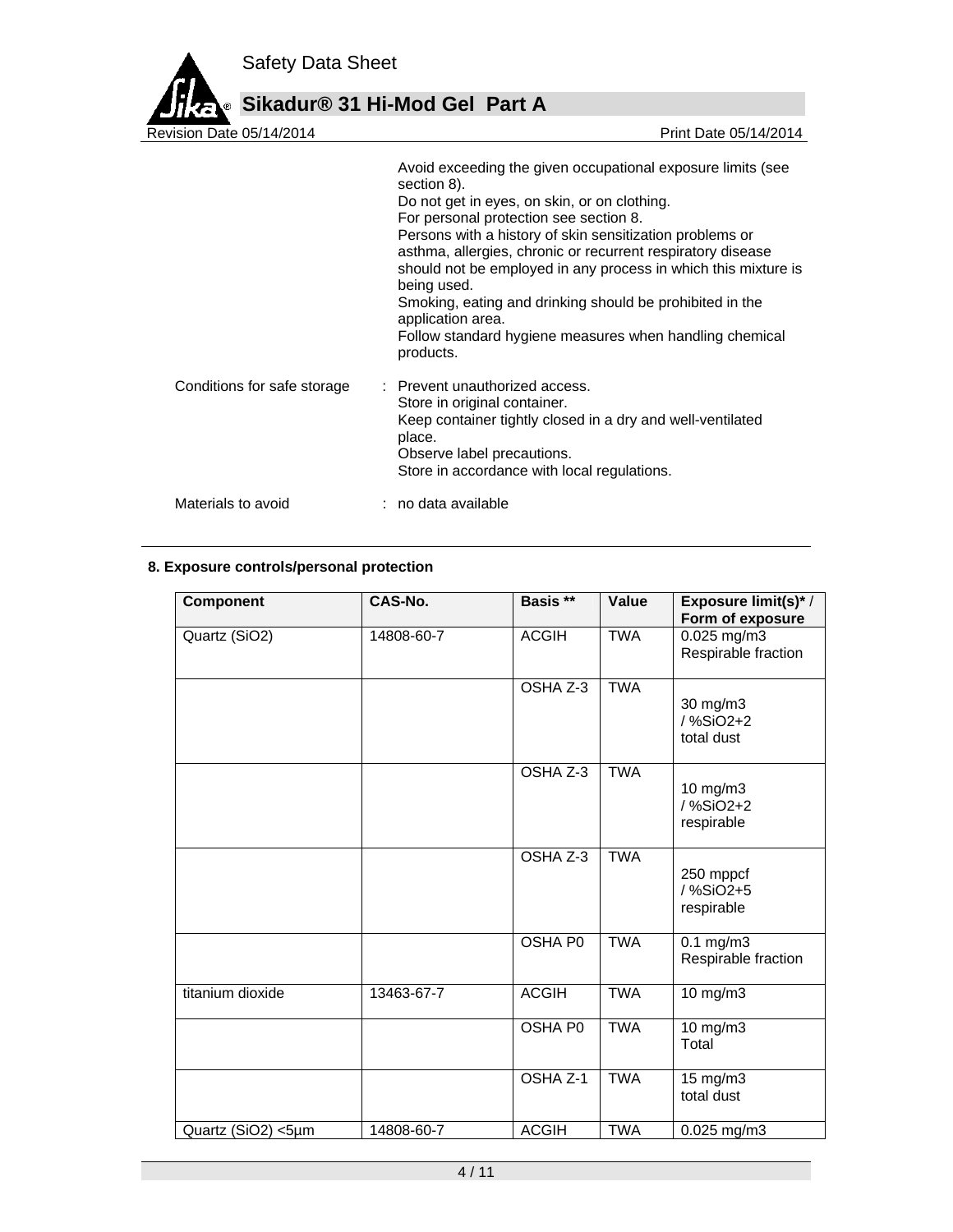Avoid exceeding the given occupational exposure limits (see section 8).
Do not get in eyes, on skin, or on clothing.
For personal protection see section 8.
Persons with a history of skin sensitization problems or asthma, allergies, chronic or recurrent respiratory disease should not be employed in any process in which this mixture is being used.
Smoking, eating and drinking should be prohibited in the application area.
Follow standard hygiene measures when handling chemical products.

Conditions for safe storage : Prevent unauthorized access.
Store in original container.
Keep container tightly closed in a dry and well-ventilated place.
Observe label precautions.
Store in accordance with local regulations.

Materials to avoid : no data available

## 8. Exposure controls/personal protection

| Component | CAS-No. | Basis ** | Value | Exposure limit(s)* / Form of exposure |
|---|---|---|---|---|
| Quartz ($SiO_2$) | 14808-60-7 | ACGIH | TWA | 0.025 mg/m3 Respirable fraction |
| | | OSHA Z-3 | TWA | 30 mg/m3 / %SiO2+2 total dust |
| | | OSHA Z-3 | TWA | 10 mg/m3 / %SiO2+2 respirable |
| | | OSHA Z-3 | TWA | 250 mppcf / %SiO2+5 respirable |
| | | OSHA P0 | TWA | 0.1 mg/m3 Respirable fraction |
| titanium dioxide | 13463-67-7 | ACGIH | TWA | 10 mg/m3 |
| | | OSHA P0 | TWA | 10 mg/m3 Total |
| | | OSHA Z-1 | TWA | 15 mg/m3 total dust |
| Quartz ($SiO_2$) <5µm | 14808-60-7 | ACGIH | TWA | 0.025 mg/m3 |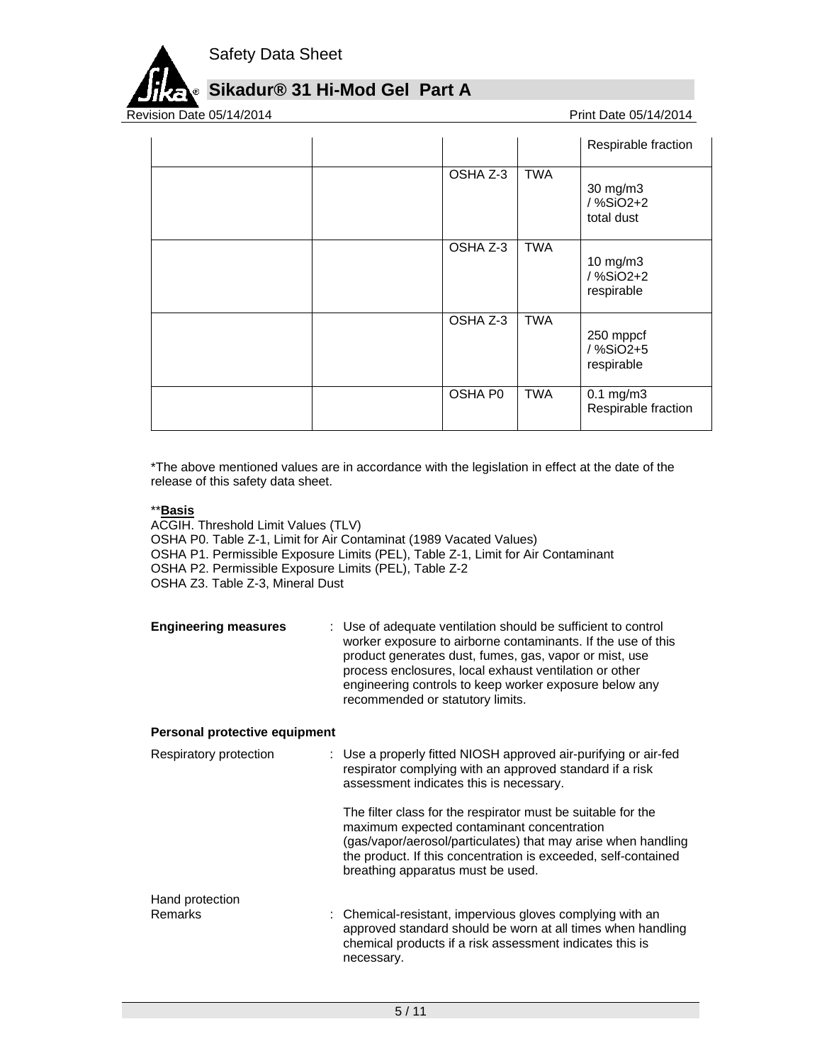| | | | | Respirable fraction |
|---|---|---|---|---|
| | | OSHA Z-3 | TWA | 30 mg/m3 / %SiO2+2 total dust |
| | | OSHA Z-3 | TWA | 10 mg/m3 / %SiO2+2 respirable |
| | | OSHA Z-3 | TWA | 250 mppcf / %SiO2+5 respirable |
| | | OSHA P0 | TWA | 0.1 mg/m3 Respirable fraction |

*The above mentioned values are in accordance with the legislation in effect at the date of the release of this safety data sheet.

**<u>**Basis**</u>

ACGIH. Threshold Limit Values (TLV)
OSHA P0. Table Z-1, Limit for Air Contaminat (1989 Vacated Values)
OSHA P1. Permissible Exposure Limits (PEL), Table Z-1, Limit for Air Contaminant
OSHA P2. Permissible Exposure Limits (PEL), Table Z-2
OSHA Z3. Table Z-3, Mineral Dust

**Engineering measures** : Use of adequate ventilation should be sufficient to control worker exposure to airborne contaminants. If the use of this product generates dust, fumes, gas, vapor or mist, use process enclosures, local exhaust ventilation or other engineering controls to keep worker exposure below any recommended or statutory limits.

**Personal protective equipment**

Respiratory protection : Use a properly fitted NIOSH approved air-purifying or air-fed respirator complying with an approved standard if a risk assessment indicates this is necessary.

The filter class for the respirator must be suitable for the maximum expected contaminant concentration (gas/vapor/aerosol/particulates) that may arise when handling the product. If this concentration is exceeded, self-contained breathing apparatus must be used.

Hand protection

Remarks : Chemical-resistant, impervious gloves complying with an approved standard should be worn at all times when handling chemical products if a risk assessment indicates this is necessary.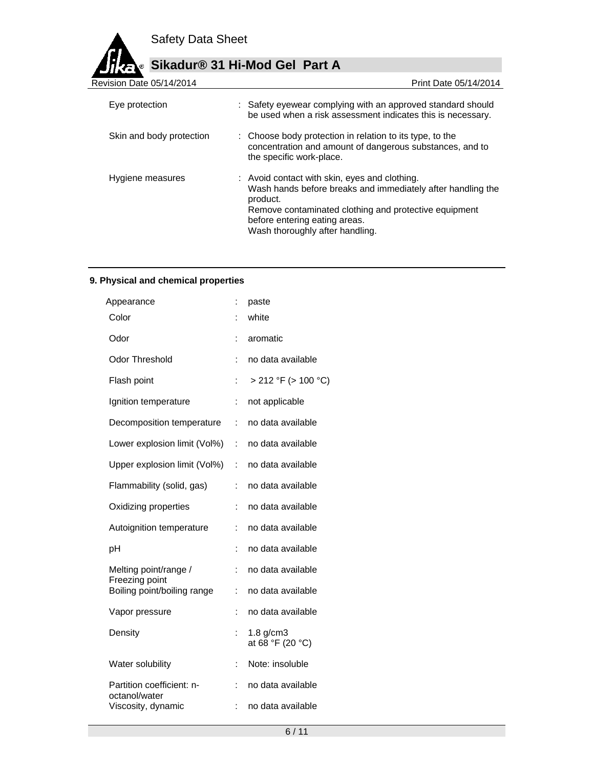| | | |
|---|---|---|
| Eye protection | : | Safety eyewear complying with an approved standard should be used when a risk assessment indicates this is necessary. |
| Skin and body protection | : | Choose body protection in relation to its type, to the concentration and amount of dangerous substances, and to the specific work-place. |
| Hygiene measures | : | Avoid contact with skin, eyes and clothing.<br>Wash hands before breaks and immediately after handling the product.<br>Remove contaminated clothing and protective equipment before entering eating areas.<br>Wash thoroughly after handling. |

## 9. Physical and chemical properties

| | | |
|---|---|---|
| Appearance | : | paste |
| Color | : | white |
| Odor | : | aromatic |
| Odor Threshold | : | no data available |
| Flash point | : | > 212 °F (> 100 °C) |
| Ignition temperature | : | not applicable |
| Decomposition temperature | : | no data available |
| Lower explosion limit (Vol%) | : | no data available |
| Upper explosion limit (Vol%) | : | no data available |
| Flammability (solid, gas) | : | no data available |
| Oxidizing properties | : | no data available |
| Autoignition temperature | : | no data available |
| pH | : | no data available |
| Melting point/range / Freezing point | : | no data available |
| Boiling point/boiling range | : | no data available |
| Vapor pressure | : | no data available |
| Density | : | 1.8 g/cm3<br>at 68 °F (20 °C) |
| Water solubility | : | Note: insoluble |
| Partition coefficient: n-octanol/water | : | no data available |
| Viscosity, dynamic | : | no data available |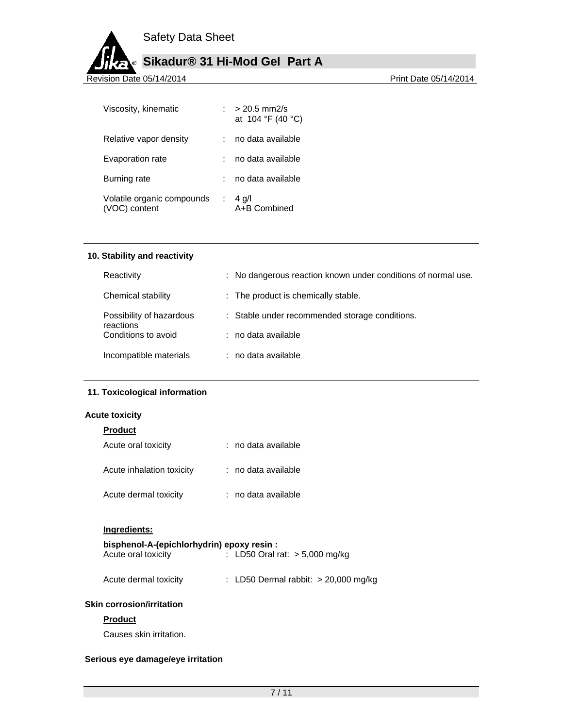| | | |
|---|---|---|
| Viscosity, kinematic | : | > 20.5 mm2/s<br>at 104 °F (40 °C) |
| Relative vapor density | : | no data available |
| Evaporation rate | : | no data available |
| Burning rate | : | no data available |
| Volatile organic compounds (VOC) content | : | 4 g/l<br>A+B Combined |

## 10. Stability and reactivity

| | | |
|---|---|---|
| Reactivity | : | No dangerous reaction known under conditions of normal use. |
| Chemical stability | : | The product is chemically stable. |
| Possibility of hazardous reactions | : | Stable under recommended storage conditions. |
| Conditions to avoid | : | no data available |
| Incompatible materials | : | no data available |

## 11. Toxicological information

**Acute toxicity**

**Product**

| | | |
|---|---|---|
| Acute oral toxicity | : | no data available |
| Acute inhalation toxicity | : | no data available |
| Acute dermal toxicity | : | no data available |

**Ingredients:**

**bisphenol-A-(epichlorhydrin) epoxy resin :**

| | | |
|---|---|---|
| Acute oral toxicity | : | LD50 Oral rat: > 5,000 mg/kg |
| Acute dermal toxicity | : | LD50 Dermal rabbit: > 20,000 mg/kg |

**Skin corrosion/irritation**

**Product**

Causes skin irritation.

**Serious eye damage/eye irritation**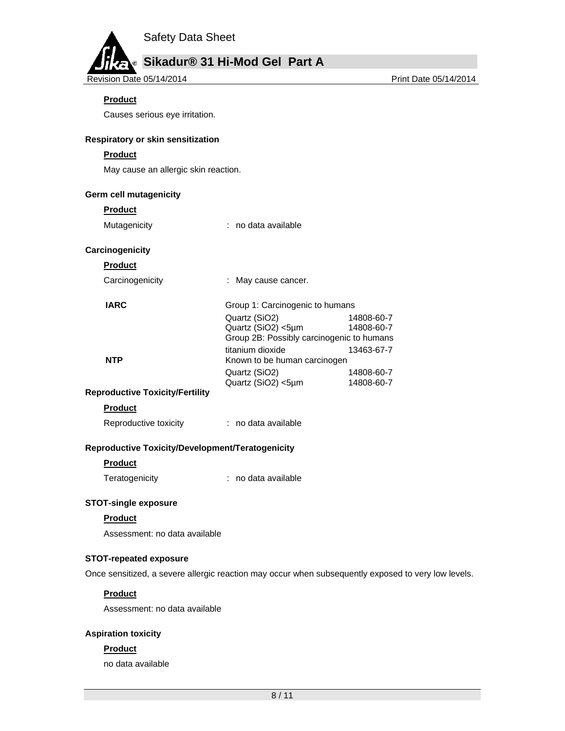**Product**

Causes serious eye irritation.

**Respiratory or skin sensitization**

**Product**

May cause an allergic skin reaction.

**Germ cell mutagenicity**

**Product**

Mutagenicity : no data available

**Carcinogenicity**

**Product**

Carcinogenicity : May cause cancer.

| | | |
|---|---|---|
| **IARC** | Group 1: Carcinogenic to humans | |
| | Quartz ($SiO_2$) | 14808-60-7 |
| | Quartz ($SiO_2$) <5µm | 14808-60-7 |
| | Group 2B: Possibly carcinogenic to humans | |
| | titanium dioxide | 13463-67-7 |
| **NTP** | Known to be human carcinogen | |
| | Quartz ($SiO_2$) | 14808-60-7 |
| | Quartz ($SiO_2$) <5µm | 14808-60-7 |

**Reproductive Toxicity/Fertility**

**Product**

Reproductive toxicity : no data available

**Reproductive Toxicity/Development/Teratogenicity**

**Product**

Teratogenicity : no data available

**STOT-single exposure**

**Product**

Assessment: no data available

**STOT-repeated exposure**

Once sensitized, a severe allergic reaction may occur when subsequently exposed to very low levels.

**Product**

Assessment: no data available

**Aspiration toxicity**

**Product**

no data available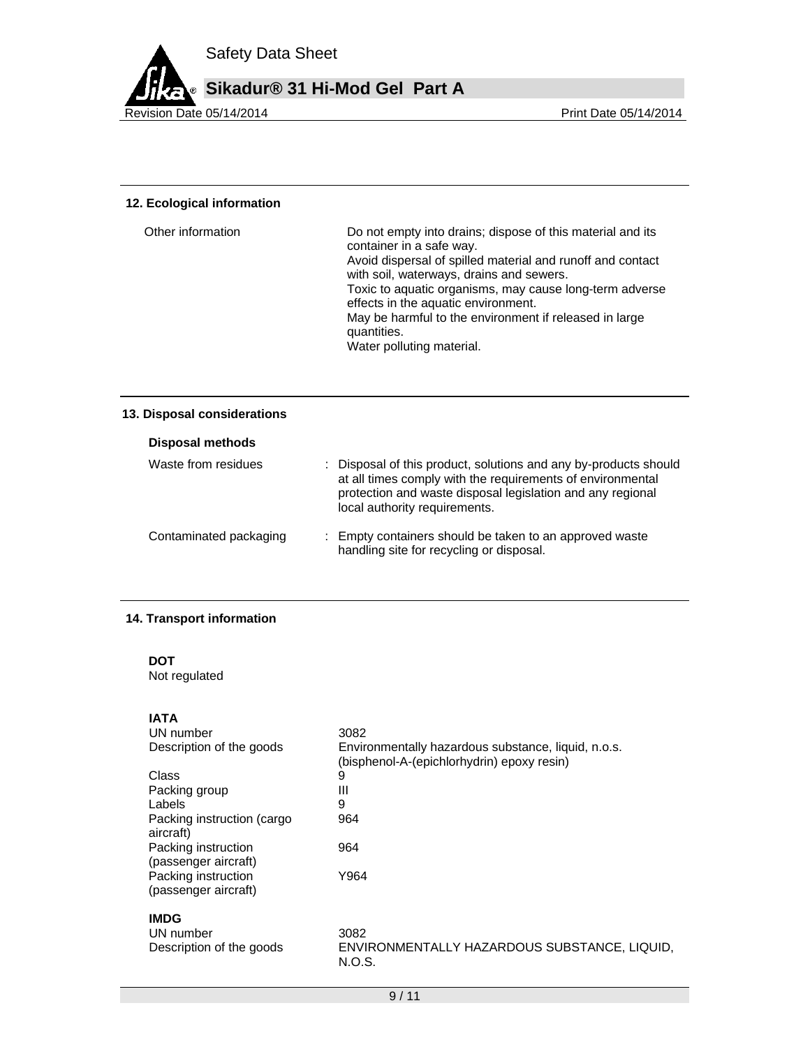## 12. Ecological information

| | |
|---|---|
| Other information | Do not empty into drains; dispose of this material and its container in a safe way.<br>Avoid dispersal of spilled material and runoff and contact with soil, waterways, drains and sewers.<br>Toxic to aquatic organisms, may cause long-term adverse effects in the aquatic environment.<br>May be harmful to the environment if released in large quantities.<br>Water polluting material. |

## 13. Disposal considerations

**Disposal methods**

| | |
|---|---|
| Waste from residues | : Disposal of this product, solutions and any by-products should at all times comply with the requirements of environmental protection and waste disposal legislation and any regional local authority requirements. |
| Contaminated packaging | : Empty containers should be taken to an approved waste handling site for recycling or disposal. |

## 14. Transport information

**DOT**
Not regulated

**IATA**

| | |
|---|---|
| UN number | 3082 |
| Description of the goods | Environmentally hazardous substance, liquid, n.o.s. (bisphenol-A-(epichlorhydrin) epoxy resin) |
| Class | 9 |
| Packing group | III |
| Labels | 9 |
| Packing instruction (cargo aircraft) | 964 |
| Packing instruction (passenger aircraft) | 964 |
| Packing instruction (passenger aircraft) | Y964 |

**IMDG**

| | |
|---|---|
| UN number | 3082 |
| Description of the goods | ENVIRONMENTALLY HAZARDOUS SUBSTANCE, LIQUID, N.O.S. |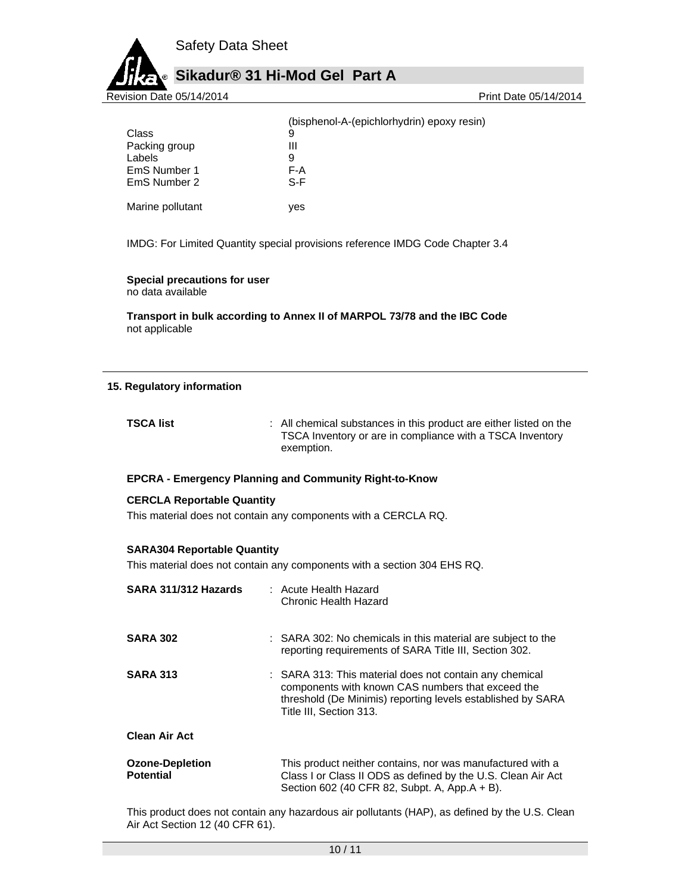(bisphenol-A-(epichlorhydrin) epoxy resin)

| | |
|---|---|
| Class | 9 |
| Packing group | III |
| Labels | 9 |
| EmS Number 1 | F-A |
| EmS Number 2 | S-F |
| Marine pollutant | yes |

IMDG: For Limited Quantity special provisions reference IMDG Code Chapter 3.4

**Special precautions for user**
no data available

**Transport in bulk according to Annex II of MARPOL 73/78 and the IBC Code**
not applicable

## 15. Regulatory information

**TSCA list** : All chemical substances in this product are either listed on the TSCA Inventory or are in compliance with a TSCA Inventory exemption.

**EPCRA - Emergency Planning and Community Right-to-Know**

**CERCLA Reportable Quantity**

This material does not contain any components with a CERCLA RQ.

**SARA304 Reportable Quantity**

This material does not contain any components with a section 304 EHS RQ.

**SARA 311/312 Hazards** : Acute Health Hazard
Chronic Health Hazard

**SARA 302** : SARA 302: No chemicals in this material are subject to the reporting requirements of SARA Title III, Section 302.

**SARA 313** : SARA 313: This material does not contain any chemical components with known CAS numbers that exceed the threshold (De Minimis) reporting levels established by SARA Title III, Section 313.

**Clean Air Act**

**Ozone-Depletion Potential** This product neither contains, nor was manufactured with a Class I or Class II ODS as defined by the U.S. Clean Air Act Section 602 (40 CFR 82, Subpt. A, App.A + B).

This product does not contain any hazardous air pollutants (HAP), as defined by the U.S. Clean Air Act Section 12 (40 CFR 61).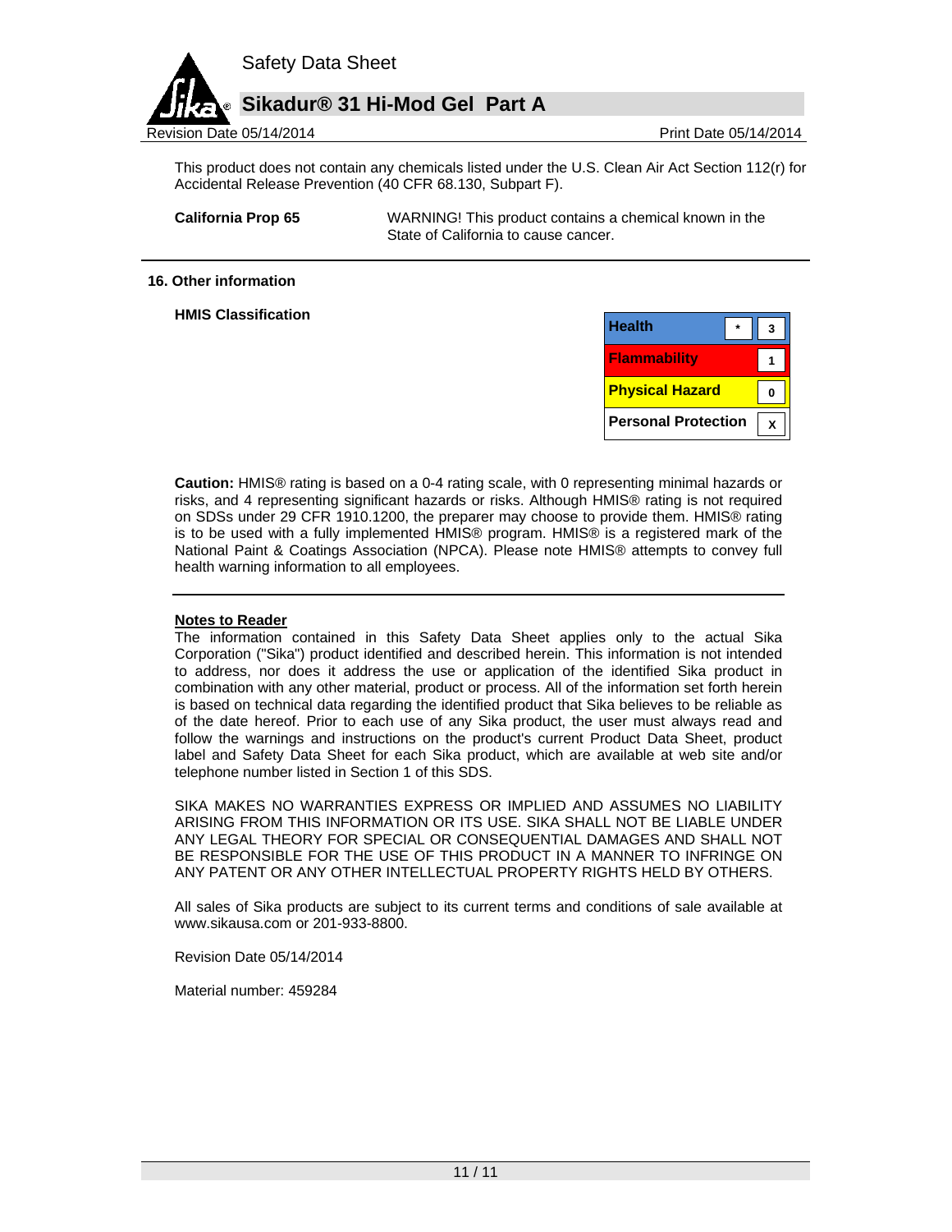This product does not contain any chemicals listed under the U.S. Clean Air Act Section 112(r) for Accidental Release Prevention (40 CFR 68.130, Subpart F).

**California Prop 65** WARNING! This product contains a chemical known in the State of California to cause cancer.

## 16. Other information

**HMIS Classification**

| | | |
|---|---|---|
| Health | * | 3 |
| Flammability | | 1 |
| Physical Hazard | | 0 |
| Personal Protection | | X |

**Caution:** HMIS® rating is based on a 0-4 rating scale, with 0 representing minimal hazards or risks, and 4 representing significant hazards or risks. Although HMIS® rating is not required on SDSs under 29 CFR 1910.1200, the preparer may choose to provide them. HMIS® rating is to be used with a fully implemented HMIS® program. HMIS® is a registered mark of the National Paint & Coatings Association (NPCA). Please note HMIS® attempts to convey full health warning information to all employees.

**Notes to Reader**

The information contained in this Safety Data Sheet applies only to the actual Sika Corporation ("Sika") product identified and described herein. This information is not intended to address, nor does it address the use or application of the identified Sika product in combination with any other material, product or process. All of the information set forth herein is based on technical data regarding the identified product that Sika believes to be reliable as of the date hereof. Prior to each use of any Sika product, the user must always read and follow the warnings and instructions on the product's current Product Data Sheet, product label and Safety Data Sheet for each Sika product, which are available at web site and/or telephone number listed in Section 1 of this SDS.

SIKA MAKES NO WARRANTIES EXPRESS OR IMPLIED AND ASSUMES NO LIABILITY ARISING FROM THIS INFORMATION OR ITS USE. SIKA SHALL NOT BE LIABLE UNDER ANY LEGAL THEORY FOR SPECIAL OR CONSEQUENTIAL DAMAGES AND SHALL NOT BE RESPONSIBLE FOR THE USE OF THIS PRODUCT IN A MANNER TO INFRINGE ON ANY PATENT OR ANY OTHER INTELLECTUAL PROPERTY RIGHTS HELD BY OTHERS.

All sales of Sika products are subject to its current terms and conditions of sale available at www.sikausa.com or 201-933-8800.

Revision Date 05/14/2014

Material number: 459284